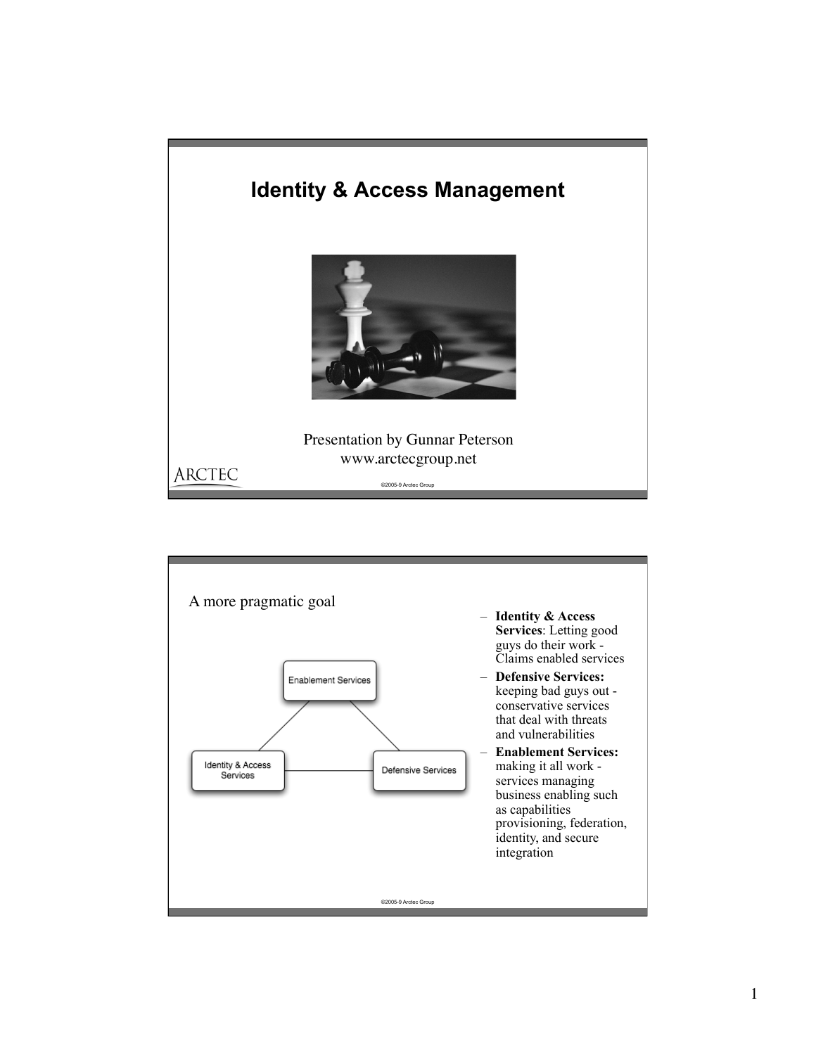# Identity & Access Management

Presentation by Gunnar Peterson
www.arctecgroup.net

ARCTEC

©2005-9 Arctec Group

---

A more pragmatic goal

Enablement Services

Identity & Access Services

Defensive Services

- **Identity & Access Services**: Letting good guys do their work - Claims enabled services
- **Defensive Services:** keeping bad guys out - conservative services that deal with threats and vulnerabilities
- **Enablement Services:** making it all work - services managing business enabling such as capabilities provisioning, federation, identity, and secure integration

©2005-9 Arctec Group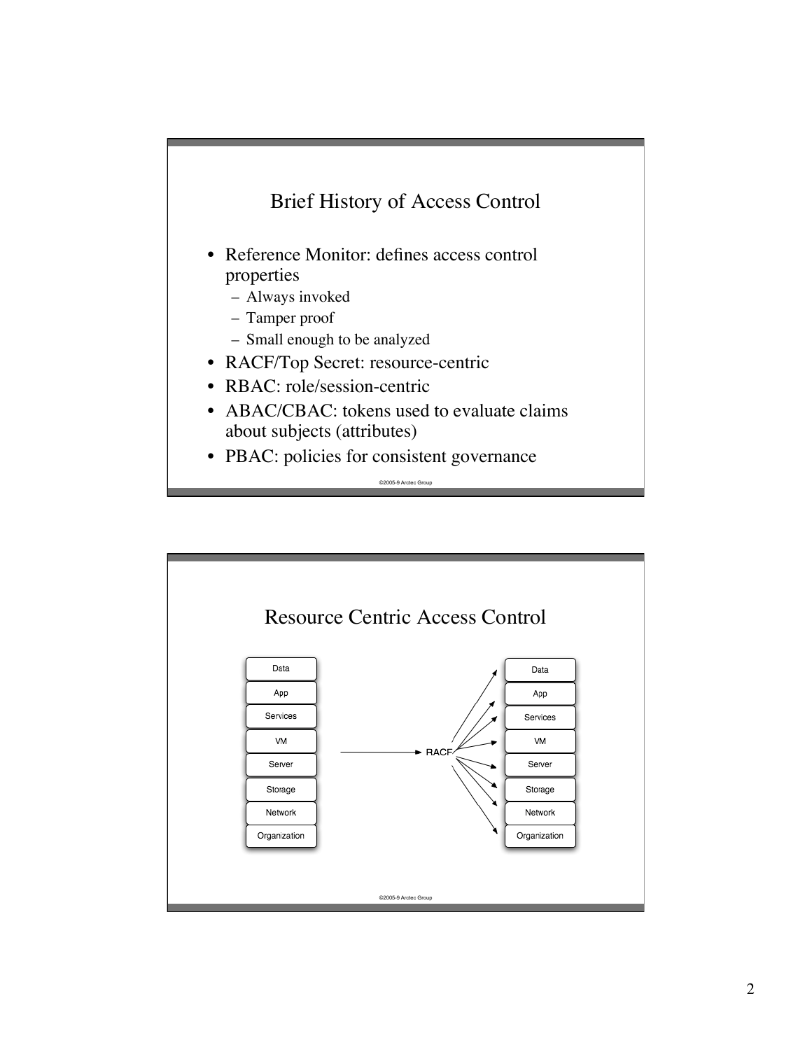## Brief History of Access Control

- Reference Monitor: defines access control properties
  - Always invoked
  - Tamper proof
  - Small enough to be analyzed
- RACF/Top Secret: resource-centric
- RBAC: role/session-centric
- ABAC/CBAC: tokens used to evaluate claims about subjects (attributes)
- PBAC: policies for consistent governance

©2005-9 Arctec Group

## Resource Centric Access Control

Data
App
Services
VM
Server
Storage
Network
Organization

RACF

Data
App
Services
VM
Server
Storage
Network
Organization

©2005-9 Arctec Group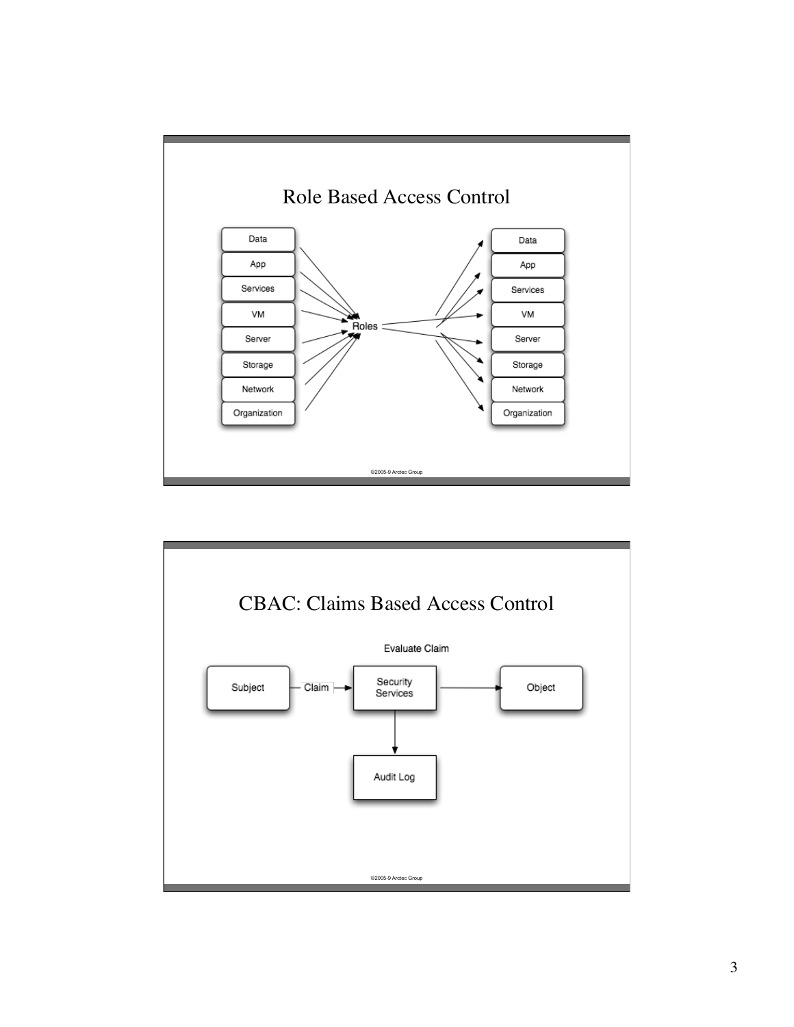## Role Based Access Control

Data
App
Services
VM
Server
Storage
Network
Organization

Roles

Data
App
Services
VM
Server
Storage
Network
Organization

©2005-9 Arctec Group

## CBAC: Claims Based Access Control

Evaluate Claim

Subject — Claim → Security Services → Object

Security Services → Audit Log

©2005-9 Arctec Group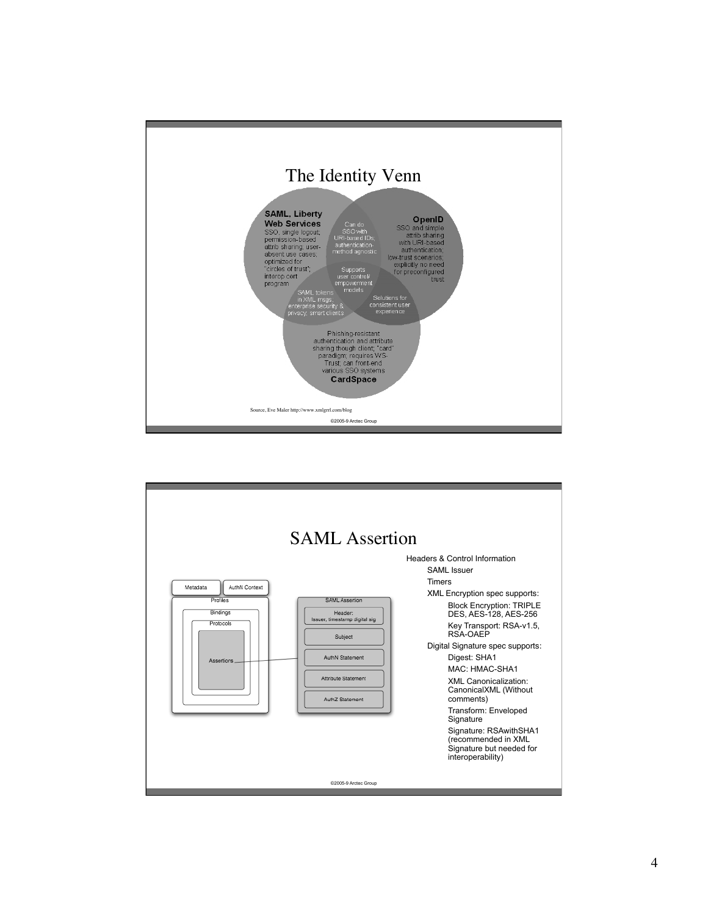## The Identity Venn

**SAML, Liberty Web Services**
SSO, single logout; permission-based attrib sharing; user-absent use cases; optimized for "circles of trust"; interop cert program

**OpenID**
SSO and simple attrib sharing with URI-based authentication; low-trust scenarios; explicitly no need for preconfigured trust

**CardSpace**
Phishing-resistant authentication and attribute sharing though client; "card" paradigm; requires WS-Trust; can front-end various SSO systems

SAML, Liberty Web Services ∩ OpenID: Can do SSO with URI-based IDs; authentication-method agnostic

SAML, Liberty Web Services ∩ CardSpace: SAML tokens in XML msgs; enterprise security & privacy; smart clients

OpenID ∩ CardSpace: Solutions for consistent user experience

All three: Supports user control/ empowerment models

Source, Eve Maler http://www.xmlgrrl.com/blog

©2005-9 Arctec Group

## SAML Assertion

- Metadata
- AuthN Context
- Profiles
  - Bindings
    - Protocols
      - Assertions

SAML Assertion:
- Header: Issuer, timestamp digital sig
- Subject
- AuthN Statement
- Attribute Statement
- AuthZ Statement

Headers & Control Information
- SAML Issuer
- Timers
- XML Encryption spec supports:
  - Block Encryption: TRIPLE DES, AES-128, AES-256
  - Key Transport: RSA-v1.5, RSA-OAEP
- Digital Signature spec supports:
  - Digest: SHA1
  - MAC: HMAC-SHA1
  - XML Canonicalization: CanonicalXML (Without comments)
  - Transform: Enveloped Signature
  - Signature: RSAwithSHA1 (recommended in XML Signature but needed for interoperability)

©2005-9 Arctec Group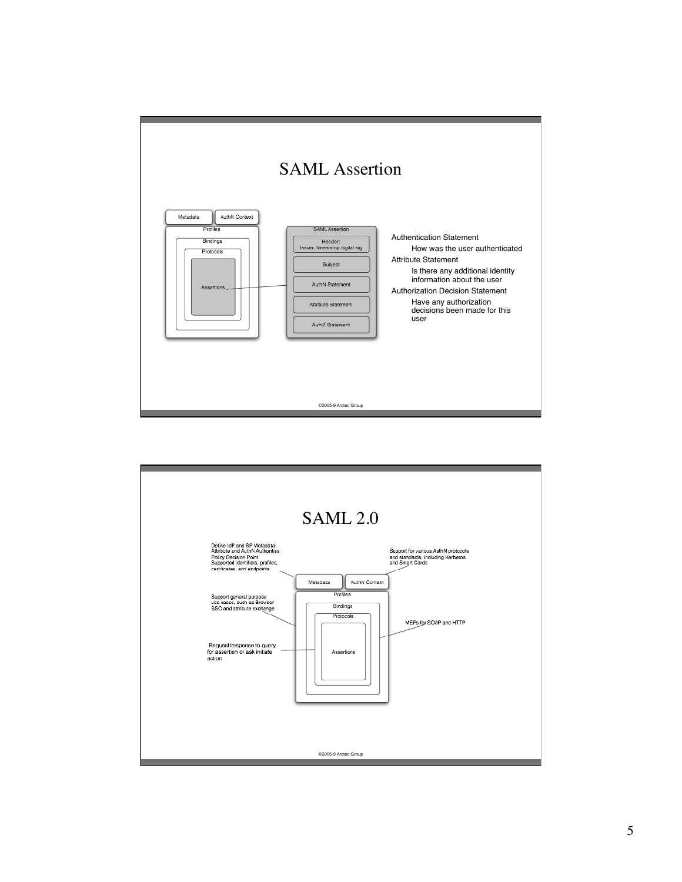# SAML Assertion

Metadata | AuthN Context

Profiles

Bindings

Protocols

Assertions

SAML Assertion

Header:
Issuer, timestamp digital sig

Subject

AuthN Statement

Attribute Statement

AuthZ Statement

Authentication Statement

How was the user authenticated

Attribute Statement

Is there any additional identity information about the user

Authorization Decision Statement

Have any authorization decisions been made for this user

©2005-9 Arctec Group

# SAML 2.0

Define IdP and SP Metadata-
Attribute and AuthN Authorities
Policy Decision Point
Supported identifiers, profiles, certificates, and endpoints

Support for various AuthN protocols and standards, including Kerberos and Smart Cards

Metadata | AuthN Context

Profiles

Bindings

Protocols

Assertions

Support general purpose use cases, such as Browser SSO and attribute exchange

MEPs for SOAP and HTTP

Request/response to query for assertion or ask initiate action

©2005-9 Arctec Group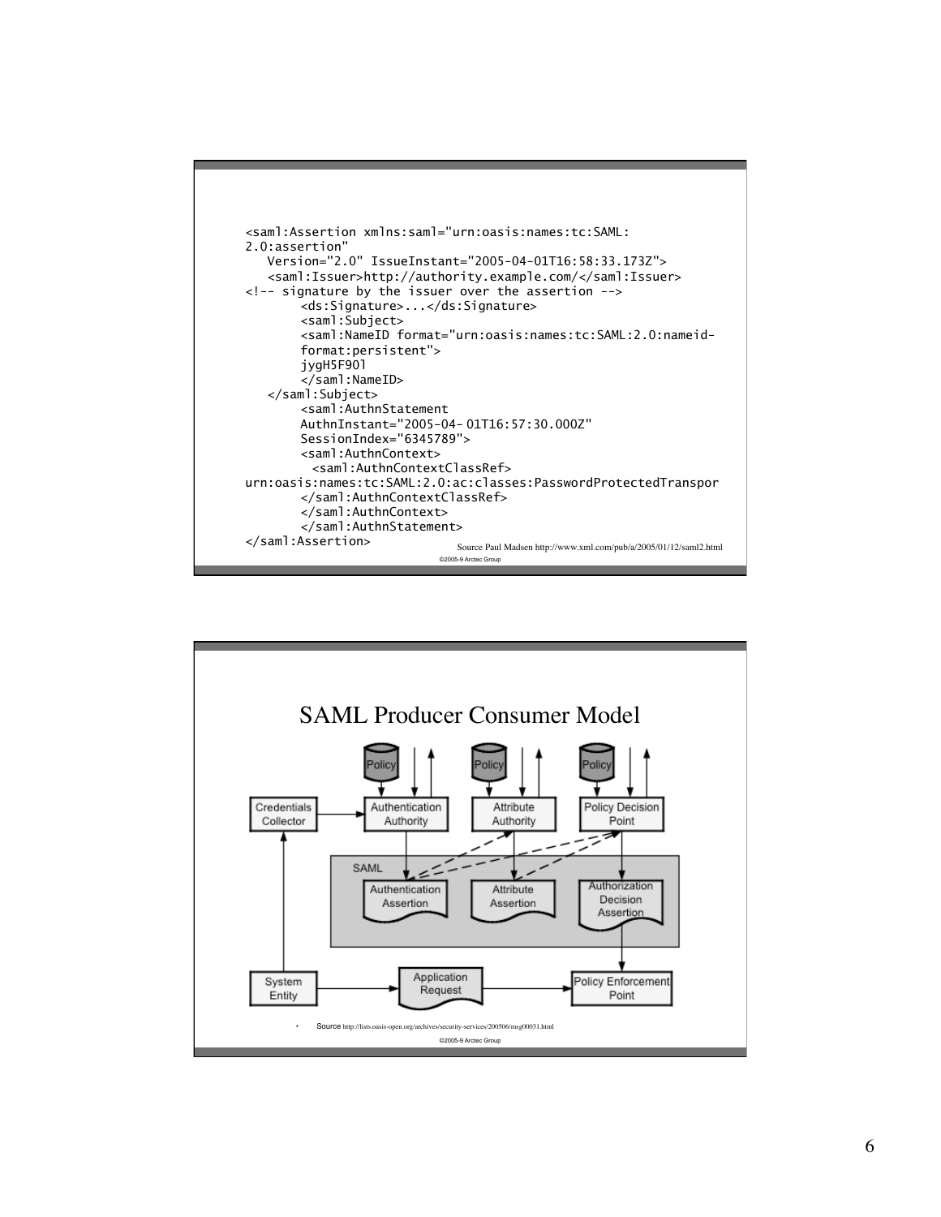```
<saml:Assertion xmlns:saml="urn:oasis:names:tc:SAML:
2.0:assertion"
   Version="2.0" IssueInstant="2005-04-01T16:58:33.173Z">
   <saml:Issuer>http://authority.example.com/</saml:Issuer>
<!-- signature by the issuer over the assertion -->
        <ds:Signature>...</ds:Signature>
        <saml:Subject>
        <saml:NameID format="urn:oasis:names:tc:SAML:2.0:nameid-
        format:persistent">
        jygH5F90l
        </saml:NameID>
   </saml:Subject>
        <saml:AuthnStatement
        AuthnInstant="2005-04- 01T16:57:30.000Z"
        SessionIndex="6345789">
        <saml:AuthnContext>
          <saml:AuthnContextClassRef>
urn:oasis:names:tc:SAML:2.0:ac:classes:PasswordProtectedTranspor
        </saml:AuthnContextClassRef>
        </saml:AuthnContext>
        </saml:AuthnStatement>
</saml:Assertion>
```

Source Paul Madsen http://www.xml.com/pub/a/2005/01/12/saml2.html

©2005-9 Arctec Group

# SAML Producer Consumer Model

- Source http://lists.oasis-open.org/archives/security-services/200506/msg00031.html

©2005-9 Arctec Group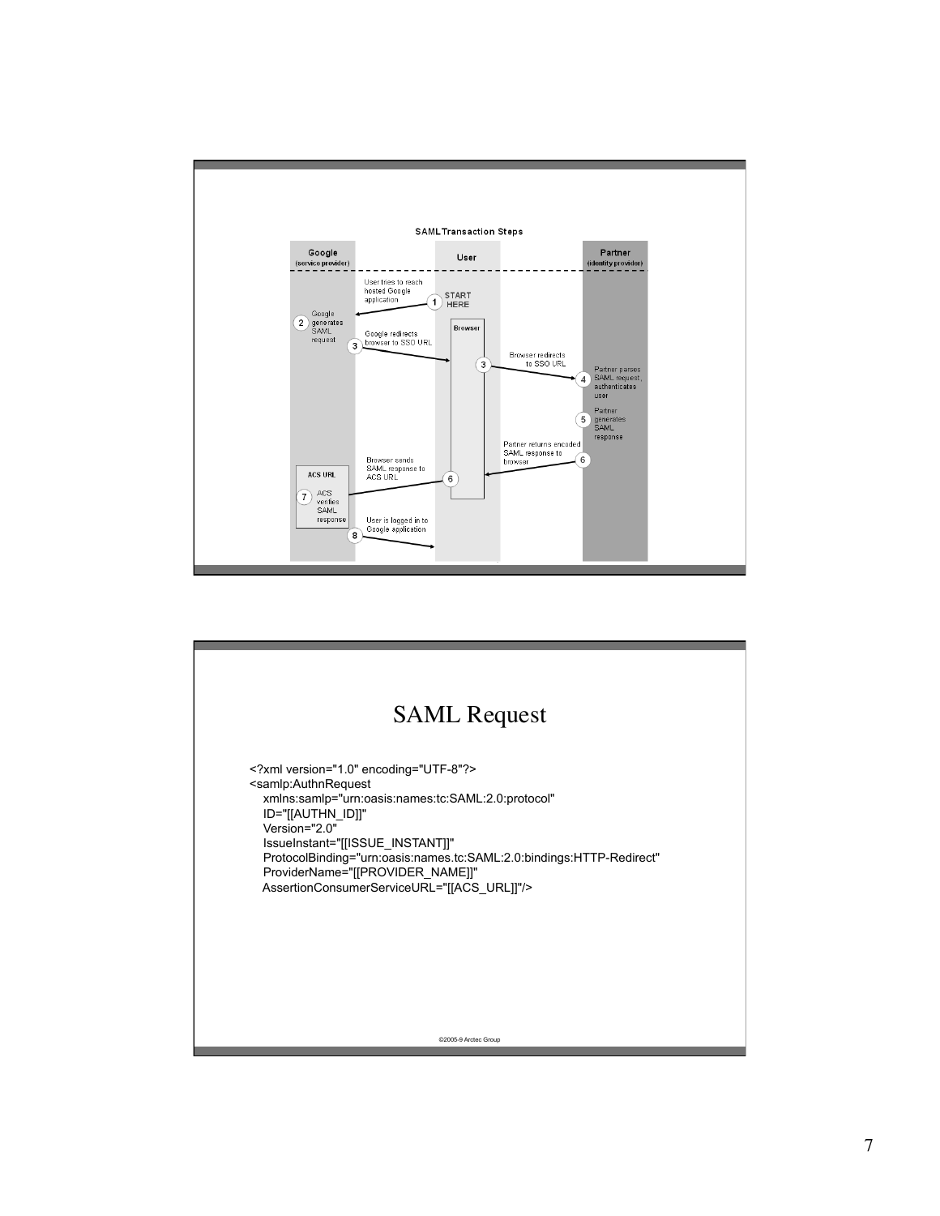SAMLTransaction Steps

| Google (service provider) | User | Partner (identity provider) |
| --- | --- | --- |

1. START HERE — User tries to reach hosted Google application
2. Google generates SAML request
3. Google redirects browser to SSO URL
3. Browser redirects to SSO URL
4. Partner parses SAML request, authenticates user
5. Partner generates SAML response
6. Partner returns encoded SAML response to browser
6. Browser sends SAML response to ACS URL
7. ACS URL: ACS verifies SAML response
8. User is logged in to Google application

# SAML Request

```
<?xml version="1.0" encoding="UTF-8"?>
<samlp:AuthnRequest
   xmlns:samlp="urn:oasis:names:tc:SAML:2.0:protocol"
   ID="[[AUTHN_ID]]"
   Version="2.0"
   IssueInstant="[[ISSUE_INSTANT]]"
   ProtocolBinding="urn:oasis:names.tc:SAML:2.0:bindings:HTTP-Redirect"
   ProviderName="[[PROVIDER_NAME]]"
   AssertionConsumerServiceURL="[[ACS_URL]]"/>
```

©2005-9 Arctec Group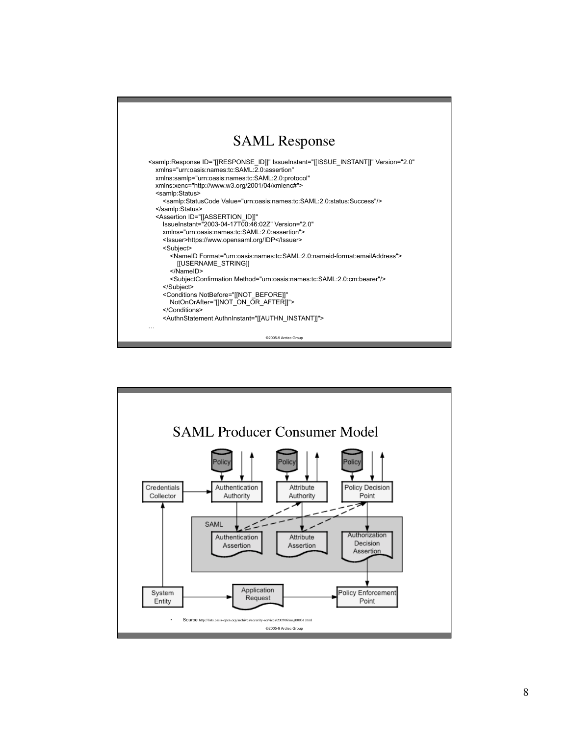# SAML Response

```
<samlp:Response ID="[[RESPONSE_ID]]" IssueInstant="[[ISSUE_INSTANT]]" Version="2.0"
   xmlns="urn:oasis:names:tc:SAML:2.0:assertion"
   xmlns:samlp="urn:oasis:names:tc:SAML:2.0:protocol"
   xmlns:xenc="http://www.w3.org/2001/04/xmlenc#">
   <samlp:Status>
      <samlp:StatusCode Value="urn:oasis:names:tc:SAML:2.0:status:Success"/>
   </samlp:Status>
   <Assertion ID="[[ASSERTION_ID]]"
      IssueInstant="2003-04-17T00:46:02Z" Version="2.0"
      xmlns="urn:oasis:names:tc:SAML:2.0:assertion">
      <Issuer>https://www.opensaml.org/IDP</Issuer>
      <Subject>
         <NameID Format="urn:oasis:names:tc:SAML:2.0:nameid-format:emailAddress">
            [[USERNAME_STRING]]
         </NameID>
         <SubjectConfirmation Method="urn:oasis:names:tc:SAML:2.0:cm:bearer"/>
      </Subject>
      <Conditions NotBefore="[[NOT_BEFORE]]"
         NotOnOrAfter="[[NOT_ON_OR_AFTER]]">
      </Conditions>
      <AuthnStatement AuthnInstant="[[AUTHN_INSTANT]]">
…
```

©2005-9 Arctec Group

# SAML Producer Consumer Model

- Source http://lists.oasis-open.org/archives/security-services/200506/msg00031.html

©2005-9 Arctec Group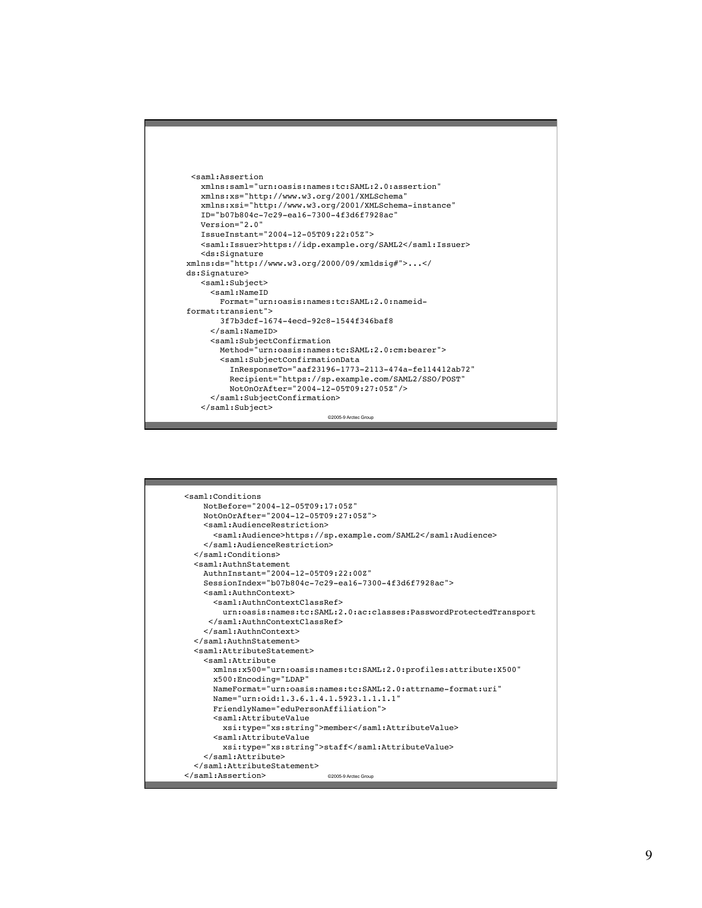```xml
 <saml:Assertion
   xmlns:saml="urn:oasis:names:tc:SAML:2.0:assertion"
   xmlns:xs="http://www.w3.org/2001/XMLSchema"
   xmlns:xsi="http://www.w3.org/2001/XMLSchema-instance"
   ID="b07b804c-7c29-ea16-7300-4f3d6f7928ac"
   Version="2.0"
   IssueInstant="2004-12-05T09:22:05Z">
   <saml:Issuer>https://idp.example.org/SAML2</saml:Issuer>
   <ds:Signature
xmlns:ds="http://www.w3.org/2000/09/xmldsig#">...</
ds:Signature>
   <saml:Subject>
     <saml:NameID
       Format="urn:oasis:names:tc:SAML:2.0:nameid-
format:transient">
       3f7b3dcf-1674-4ecd-92c8-1544f346baf8
     </saml:NameID>
     <saml:SubjectConfirmation
       Method="urn:oasis:names:tc:SAML:2.0:cm:bearer">
       <saml:SubjectConfirmationData
         InResponseTo="aaf23196-1773-2113-474a-fe114412ab72"
         Recipient="https://sp.example.com/SAML2/SSO/POST"
         NotOnOrAfter="2004-12-05T09:27:05Z"/>
     </saml:SubjectConfirmation>
   </saml:Subject>
```

©2005-9 Arctec Group

```xml
<saml:Conditions
    NotBefore="2004-12-05T09:17:05Z"
    NotOnOrAfter="2004-12-05T09:27:05Z">
    <saml:AudienceRestriction>
      <saml:Audience>https://sp.example.com/SAML2</saml:Audience>
    </saml:AudienceRestriction>
  </saml:Conditions>
  <saml:AuthnStatement
    AuthnInstant="2004-12-05T09:22:00Z"
    SessionIndex="b07b804c-7c29-ea16-7300-4f3d6f7928ac">
    <saml:AuthnContext>
      <saml:AuthnContextClassRef>
        urn:oasis:names:tc:SAML:2.0:ac:classes:PasswordProtectedTransport
     </saml:AuthnContextClassRef>
    </saml:AuthnContext>
  </saml:AuthnStatement>
  <saml:AttributeStatement>
    <saml:Attribute
      xmlns:x500="urn:oasis:names:tc:SAML:2.0:profiles:attribute:X500"
      x500:Encoding="LDAP"
      NameFormat="urn:oasis:names:tc:SAML:2.0:attrname-format:uri"
      Name="urn:oid:1.3.6.1.4.1.5923.1.1.1.1"
      FriendlyName="eduPersonAffiliation">
      <saml:AttributeValue
        xsi:type="xs:string">member</saml:AttributeValue>
      <saml:AttributeValue
        xsi:type="xs:string">staff</saml:AttributeValue>
    </saml:Attribute>
  </saml:AttributeStatement>
</saml:Assertion>
```

©2005-9 Arctec Group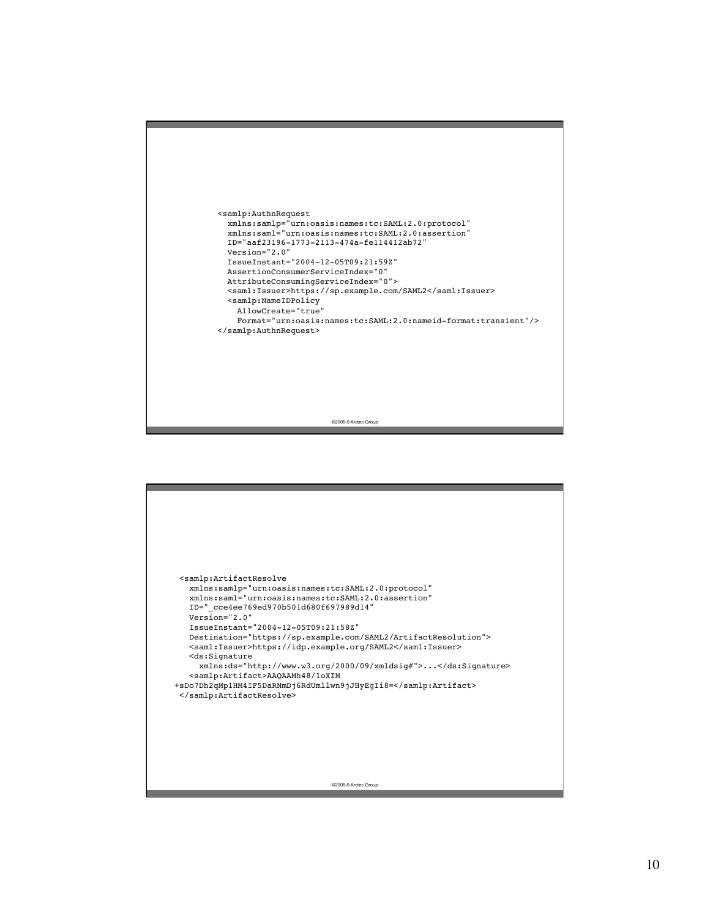```
<samlp:AuthnRequest
  xmlns:samlp="urn:oasis:names:tc:SAML:2.0:protocol"
  xmlns:saml="urn:oasis:names:tc:SAML:2.0:assertion"
  ID="aaf23196-1773-2113-474a-fe114412ab72"
  Version="2.0"
  IssueInstant="2004-12-05T09:21:59Z"
  AssertionConsumerServiceIndex="0"
  AttributeConsumingServiceIndex="0">
  <saml:Issuer>https://sp.example.com/SAML2</saml:Issuer>
  <samlp:NameIDPolicy
    AllowCreate="true"
    Format="urn:oasis:names:tc:SAML:2.0:nameid-format:transient"/>
</samlp:AuthnRequest>
```

©2005-9 Arctec Group

```
 <samlp:ArtifactResolve
   xmlns:samlp="urn:oasis:names:tc:SAML:2.0:protocol"
   xmlns:saml="urn:oasis:names:tc:SAML:2.0:assertion"
   ID="_cce4ee769ed970b501d680f697989d14"
   Version="2.0"
   IssueInstant="2004-12-05T09:21:58Z"
   Destination="https://sp.example.com/SAML2/ArtifactResolution">
   <saml:Issuer>https://idp.example.org/SAML2</saml:Issuer>
   <ds:Signature
     xmlns:ds="http://www.w3.org/2000/09/xmldsig#">...</ds:Signature>
   <samlp:Artifact>AAQAAMh48/1oXIM
+sDo7Dh2qMp1HM4IF5DaRNmDj6RdUmllwn9jJHyEgIi8=</samlp:Artifact>
 </samlp:ArtifactResolve>
```

©2005-9 Arctec Group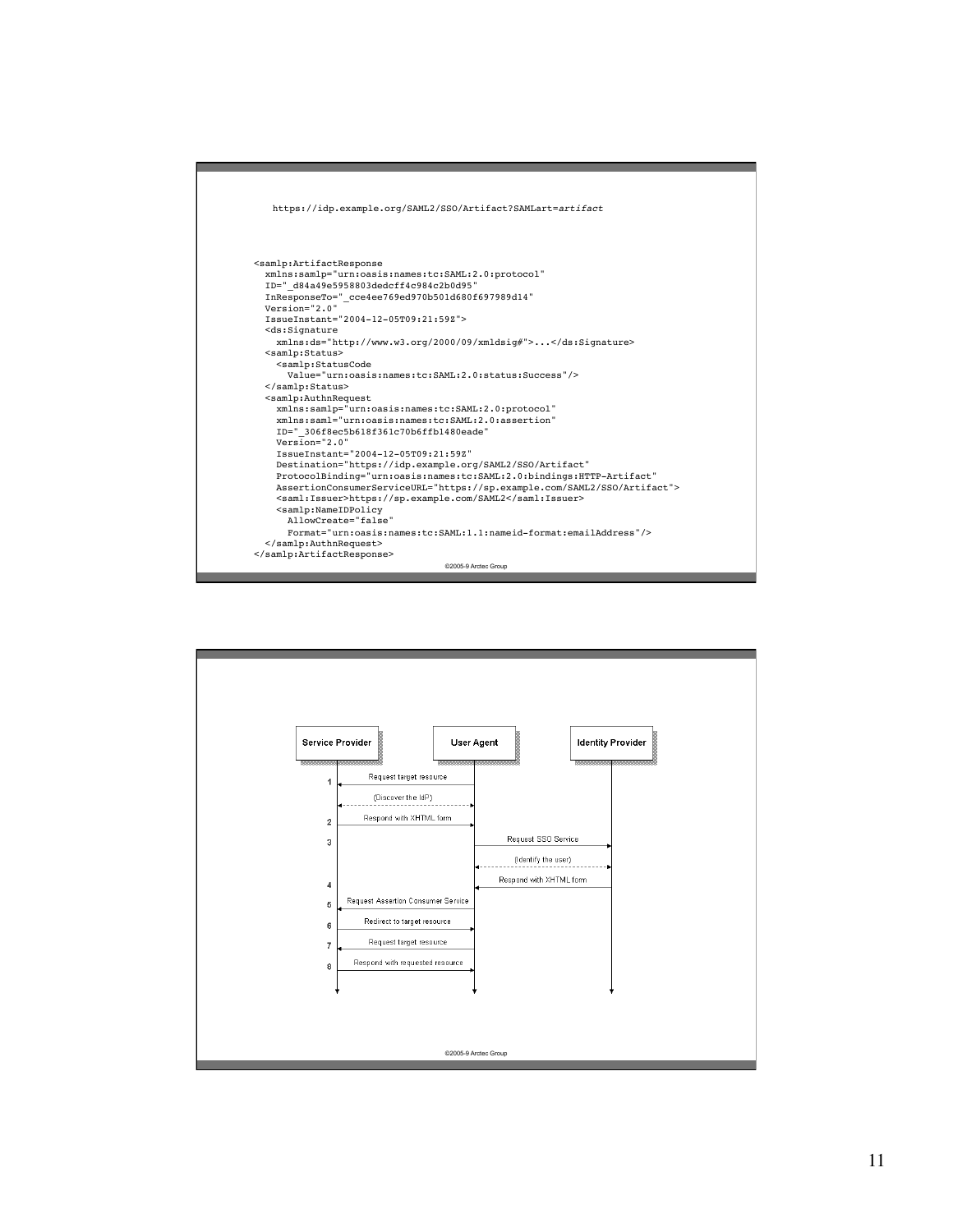```
https://idp.example.org/SAML2/SSO/Artifact?SAMLart=artifact
```

```
<samlp:ArtifactResponse
  xmlns:samlp="urn:oasis:names:tc:SAML:2.0:protocol"
  ID="_d84a49e5958803dedcff4c984c2b0d95"
  InResponseTo="_cce4ee769ed970b501d680f697989d14"
  Version="2.0"
  IssueInstant="2004-12-05T09:21:59Z">
  <ds:Signature
    xmlns:ds="http://www.w3.org/2000/09/xmldsig#">...</ds:Signature>
  <samlp:Status>
    <samlp:StatusCode
      Value="urn:oasis:names:tc:SAML:2.0:status:Success"/>
  </samlp:Status>
  <samlp:AuthnRequest
    xmlns:samlp="urn:oasis:names:tc:SAML:2.0:protocol"
    xmlns:saml="urn:oasis:names:tc:SAML:2.0:assertion"
    ID="_306f8ec5b618f361c70b6ffb1480eade"
    Version="2.0"
    IssueInstant="2004-12-05T09:21:59Z"
    Destination="https://idp.example.org/SAML2/SSO/Artifact"
    ProtocolBinding="urn:oasis:names:tc:SAML:2.0:bindings:HTTP-Artifact"
    AssertionConsumerServiceURL="https://sp.example.com/SAML2/SSO/Artifact">
    <saml:Issuer>https://sp.example.com/SAML2</saml:Issuer>
    <samlp:NameIDPolicy
      AllowCreate="false"
      Format="urn:oasis:names:tc:SAML:1.1:nameid-format:emailAddress"/>
  </samlp:AuthnRequest>
</samlp:ArtifactResponse>
```

©2005-9 Arctec Group

Service Provider — User Agent — Identity Provider

1. Request target resource
   (Discover the IdP)
2. Respond with XHTML form
3. Request SSO Service
   (Identify the user)
4. Respond with XHTML form
5. Request Assertion Consumer Service
6. Redirect to target resource
7. Request target resource
8. Respond with requested resource

©2005-9 Arctec Group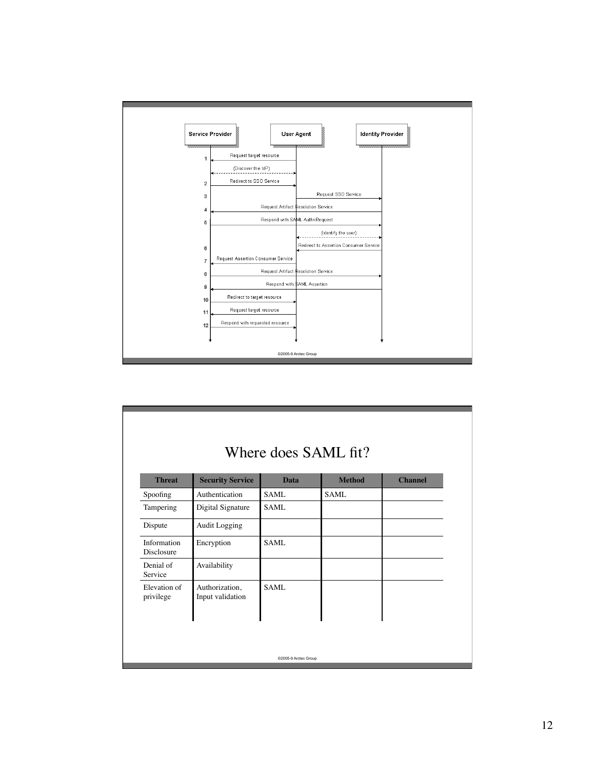Service Provider | User Agent | Identity Provider

1. Request target resource
   (Discover the IdP)
2. Redirect to SSO Service
3. Request SSO Service
4. Request Artifact Resolution Service
5. Respond with SAML AuthnRequest
   (Identify the user)
6. Redirect to Assertion Consumer Service
7. Request Assertion Consumer Service
8. Request Artifact Resolution Service
9. Respond with SAML Assertion
10. Redirect to target resource
11. Request target resource
12. Respond with requested resource

©2005-9 Arctec Group

# Where does SAML fit?

| Threat | Security Service | Data | Method | Channel |
|---|---|---|---|---|
| Spoofing | Authentication | SAML | SAML | |
| Tampering | Digital Signature | SAML | | |
| Dispute | Audit Logging | | | |
| Information Disclosure | Encryption | SAML | | |
| Denial of Service | Availability | | | |
| Elevation of privilege | Authorization, Input validation | SAML | | |

©2005-9 Arctec Group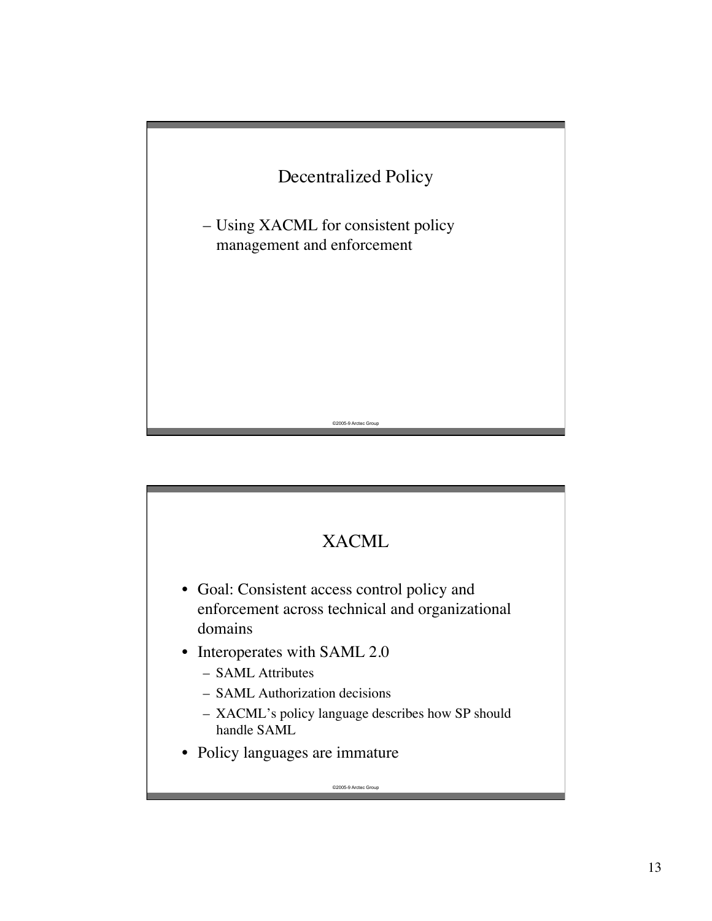## Decentralized Policy

- Using XACML for consistent policy management and enforcement

©2005-9 Arctec Group

## XACML

- Goal: Consistent access control policy and enforcement across technical and organizational domains
- Interoperates with SAML 2.0
  - SAML Attributes
  - SAML Authorization decisions
  - XACML's policy language describes how SP should handle SAML
- Policy languages are immature

©2005-9 Arctec Group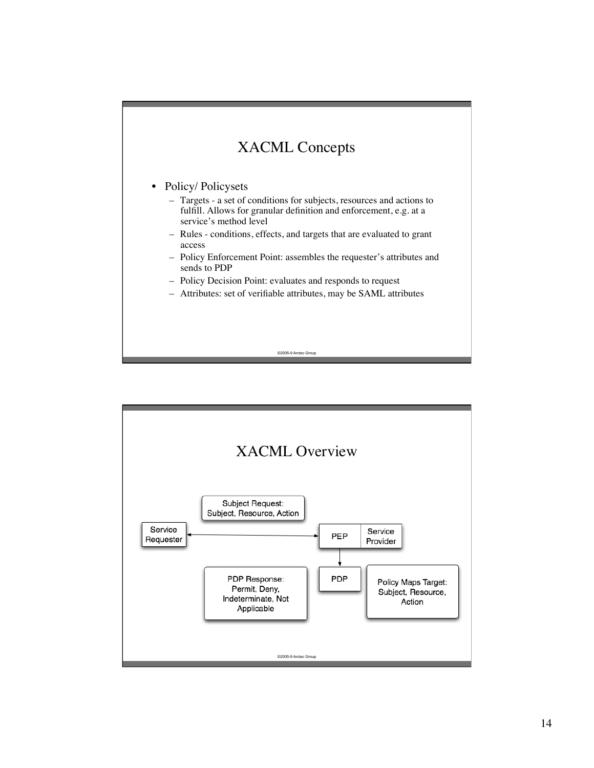# XACML Concepts

- Policy/ Policysets
  - Targets - a set of conditions for subjects, resources and actions to fulfill. Allows for granular definition and enforcement, e.g. at a service's method level
  - Rules - conditions, effects, and targets that are evaluated to grant access
  - Policy Enforcement Point: assembles the requester's attributes and sends to PDP
  - Policy Decision Point: evaluates and responds to request
  - Attributes: set of verifiable attributes, may be SAML attributes

©2005-9 Arctec Group

# XACML Overview

Subject Request: Subject, Resource, Action

Service Requester

PEP

Service Provider

PDP

PDP Response: Permit, Deny, Indeterminate, Not Applicable

Policy Maps Target: Subject, Resource, Action

©2005-9 Arctec Group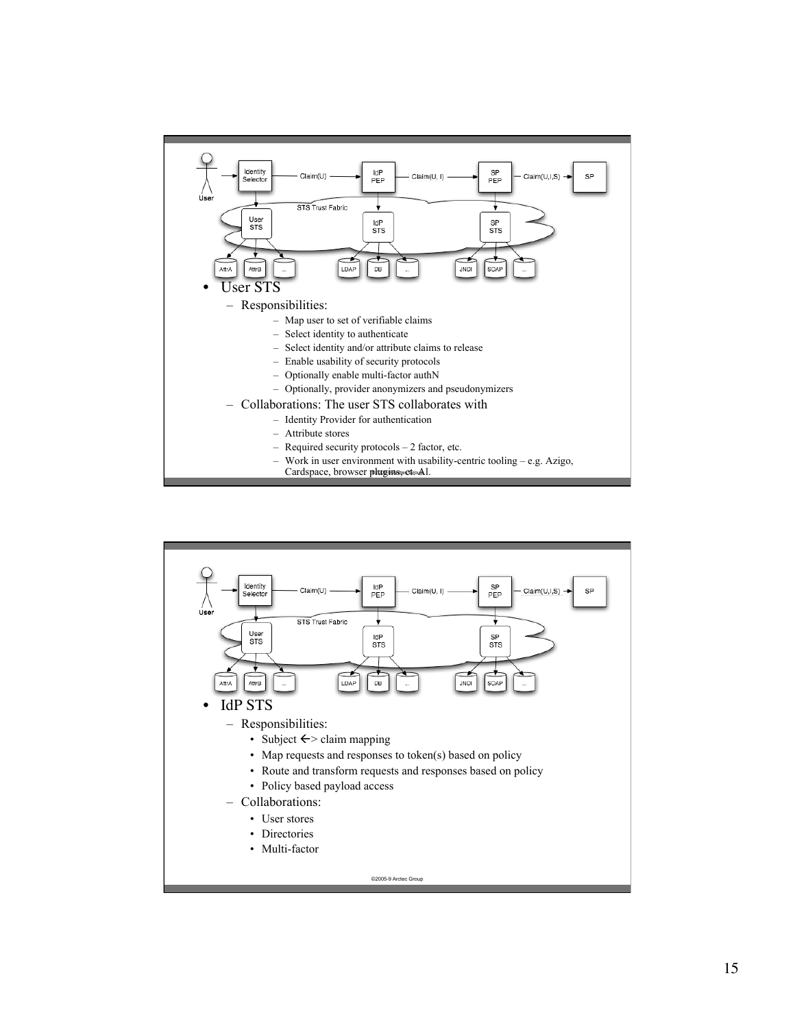- User STS
  - Responsibilities:
    - Map user to set of verifiable claims
    - Select identity to authenticate
    - Select identity and/or attribute claims to release
    - Enable usability of security protocols
    - Optionally enable multi-factor authN
    - Optionally, provider anonymizers and pseudonymizers
  - Collaborations: The user STS collaborates with
    - Identity Provider for authentication
    - Attribute stores
    - Required security protocols – 2 factor, etc.
    - Work in user environment with usability-centric tooling – e.g. Azigo, Cardspace, browser plugins, et. Al.

- IdP STS
  - Responsibilities:
    - Subject <-> claim mapping
    - Map requests and responses to token(s) based on policy
    - Route and transform requests and responses based on policy
    - Policy based payload access
  - Collaborations:
    - User stores
    - Directories
    - Multi-factor

©2005-9 Arctec Group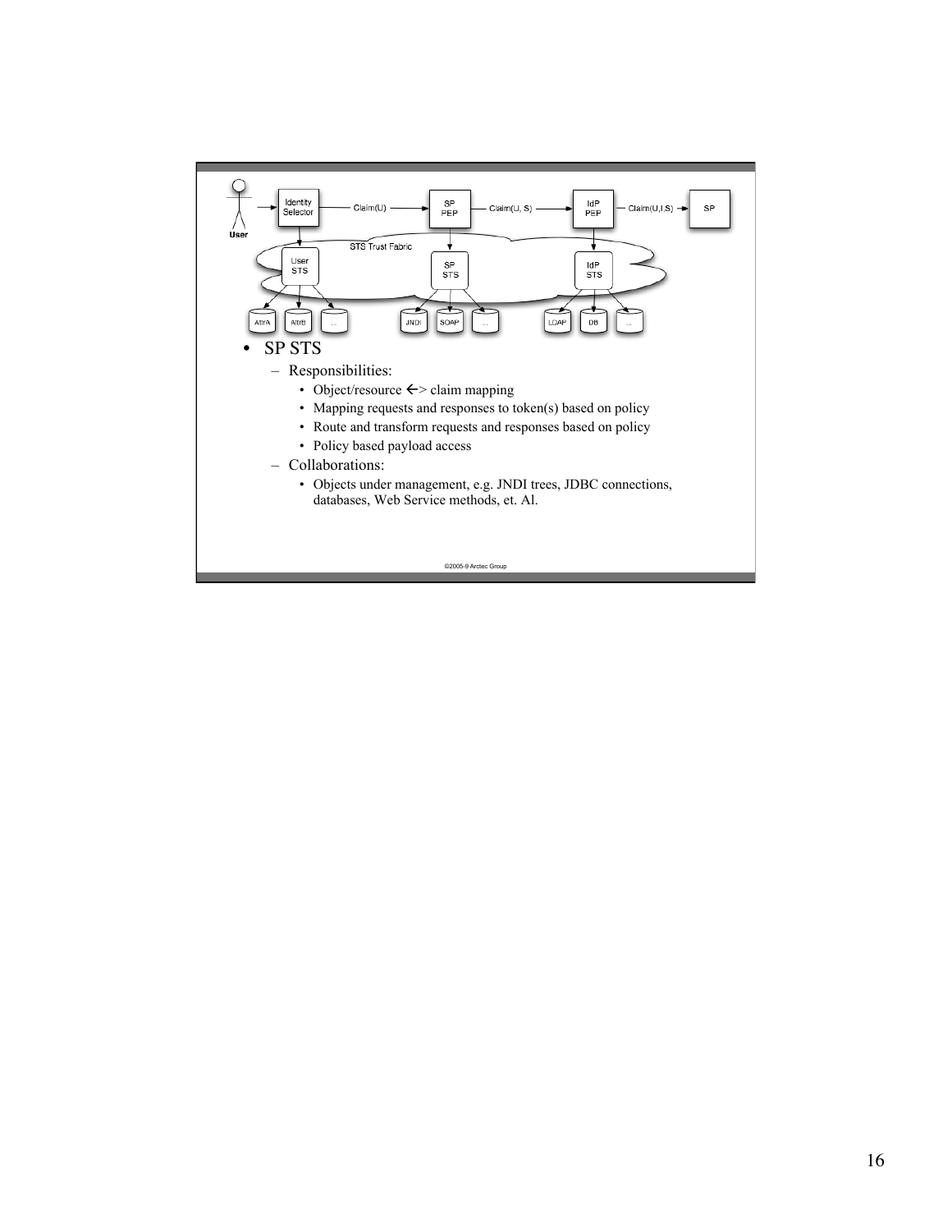User

Identity Selector

Claim(U)

SP PEP

Claim(U, S)

IdP PEP

Claim(U,I,S)

SP

STS Trust Fabric

User STS

SP STS

IdP STS

AttrA

AttrB

...

JNDI

SOAP

...

LDAP

DB

...

- SP STS
  - Responsibilities:
    - Object/resource <-> claim mapping
    - Mapping requests and responses to token(s) based on policy
    - Route and transform requests and responses based on policy
    - Policy based payload access
  - Collaborations:
    - Objects under management, e.g. JNDI trees, JDBC connections, databases, Web Service methods, et. Al.

©2005-9 Arctec Group